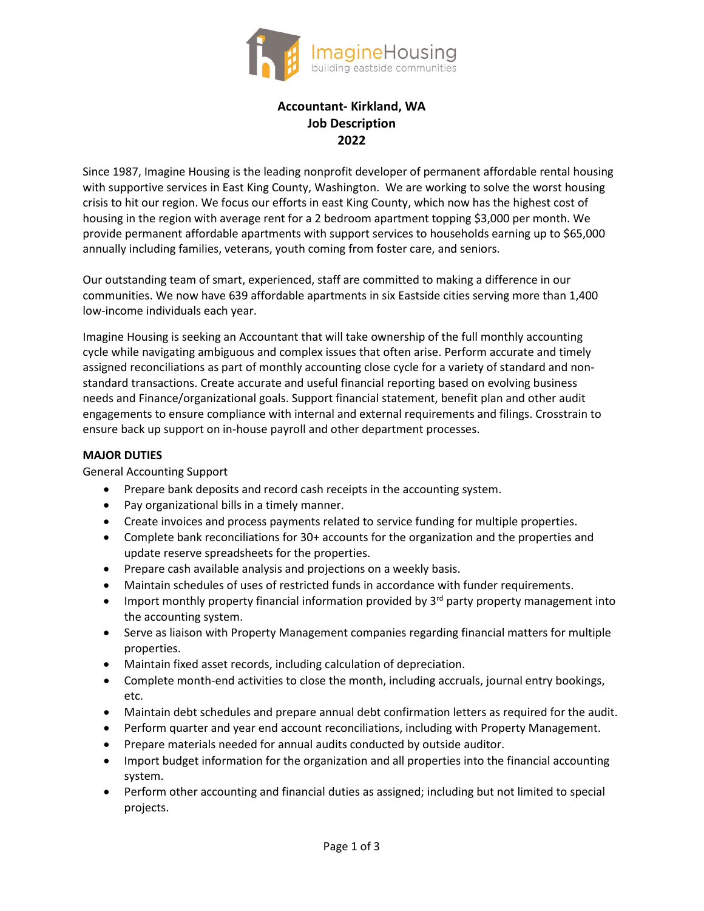# Accountant- Kirkland, WA
## Job Description
## 2022

Since 1987, Imagine Housing is the leading nonprofit developer of permanent affordable rental housing with supportive services in East King County, Washington. We are working to solve the worst housing crisis to hit our region. We focus our efforts in east King County, which now has the highest cost of housing in the region with average rent for a 2 bedroom apartment topping $3,000 per month. We provide permanent affordable apartments with support services to households earning up to $65,000 annually including families, veterans, youth coming from foster care, and seniors.

Our outstanding team of smart, experienced, staff are committed to making a difference in our communities. We now have 639 affordable apartments in six Eastside cities serving more than 1,400 low-income individuals each year.

Imagine Housing is seeking an Accountant that will take ownership of the full monthly accounting cycle while navigating ambiguous and complex issues that often arise. Perform accurate and timely assigned reconciliations as part of monthly accounting close cycle for a variety of standard and non-standard transactions. Create accurate and useful financial reporting based on evolving business needs and Finance/organizational goals. Support financial statement, benefit plan and other audit engagements to ensure compliance with internal and external requirements and filings. Crosstrain to ensure back up support on in-house payroll and other department processes.

**MAJOR DUTIES**

General Accounting Support

- Prepare bank deposits and record cash receipts in the accounting system.
- Pay organizational bills in a timely manner.
- Create invoices and process payments related to service funding for multiple properties.
- Complete bank reconciliations for 30+ accounts for the organization and the properties and update reserve spreadsheets for the properties.
- Prepare cash available analysis and projections on a weekly basis.
- Maintain schedules of uses of restricted funds in accordance with funder requirements.
- Import monthly property financial information provided by 3rd party property management into the accounting system.
- Serve as liaison with Property Management companies regarding financial matters for multiple properties.
- Maintain fixed asset records, including calculation of depreciation.
- Complete month-end activities to close the month, including accruals, journal entry bookings, etc.
- Maintain debt schedules and prepare annual debt confirmation letters as required for the audit.
- Perform quarter and year end account reconciliations, including with Property Management.
- Prepare materials needed for annual audits conducted by outside auditor.
- Import budget information for the organization and all properties into the financial accounting system.
- Perform other accounting and financial duties as assigned; including but not limited to special projects.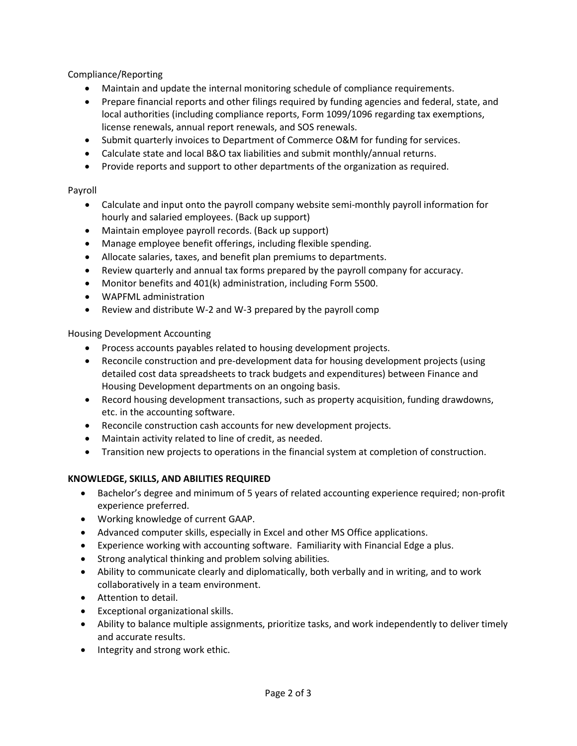Compliance/Reporting

- Maintain and update the internal monitoring schedule of compliance requirements.
- Prepare financial reports and other filings required by funding agencies and federal, state, and local authorities (including compliance reports, Form 1099/1096 regarding tax exemptions, license renewals, annual report renewals, and SOS renewals.
- Submit quarterly invoices to Department of Commerce O&M for funding for services.
- Calculate state and local B&O tax liabilities and submit monthly/annual returns.
- Provide reports and support to other departments of the organization as required.

Payroll

- Calculate and input onto the payroll company website semi-monthly payroll information for hourly and salaried employees. (Back up support)
- Maintain employee payroll records. (Back up support)
- Manage employee benefit offerings, including flexible spending.
- Allocate salaries, taxes, and benefit plan premiums to departments.
- Review quarterly and annual tax forms prepared by the payroll company for accuracy.
- Monitor benefits and 401(k) administration, including Form 5500.
- WAPFML administration
- Review and distribute W-2 and W-3 prepared by the payroll comp

Housing Development Accounting

- Process accounts payables related to housing development projects.
- Reconcile construction and pre-development data for housing development projects (using detailed cost data spreadsheets to track budgets and expenditures) between Finance and Housing Development departments on an ongoing basis.
- Record housing development transactions, such as property acquisition, funding drawdowns, etc. in the accounting software.
- Reconcile construction cash accounts for new development projects.
- Maintain activity related to line of credit, as needed.
- Transition new projects to operations in the financial system at completion of construction.

**KNOWLEDGE, SKILLS, AND ABILITIES REQUIRED**

- Bachelor's degree and minimum of 5 years of related accounting experience required; non-profit experience preferred.
- Working knowledge of current GAAP.
- Advanced computer skills, especially in Excel and other MS Office applications.
- Experience working with accounting software. Familiarity with Financial Edge a plus.
- Strong analytical thinking and problem solving abilities.
- Ability to communicate clearly and diplomatically, both verbally and in writing, and to work collaboratively in a team environment.
- Attention to detail.
- Exceptional organizational skills.
- Ability to balance multiple assignments, prioritize tasks, and work independently to deliver timely and accurate results.
- Integrity and strong work ethic.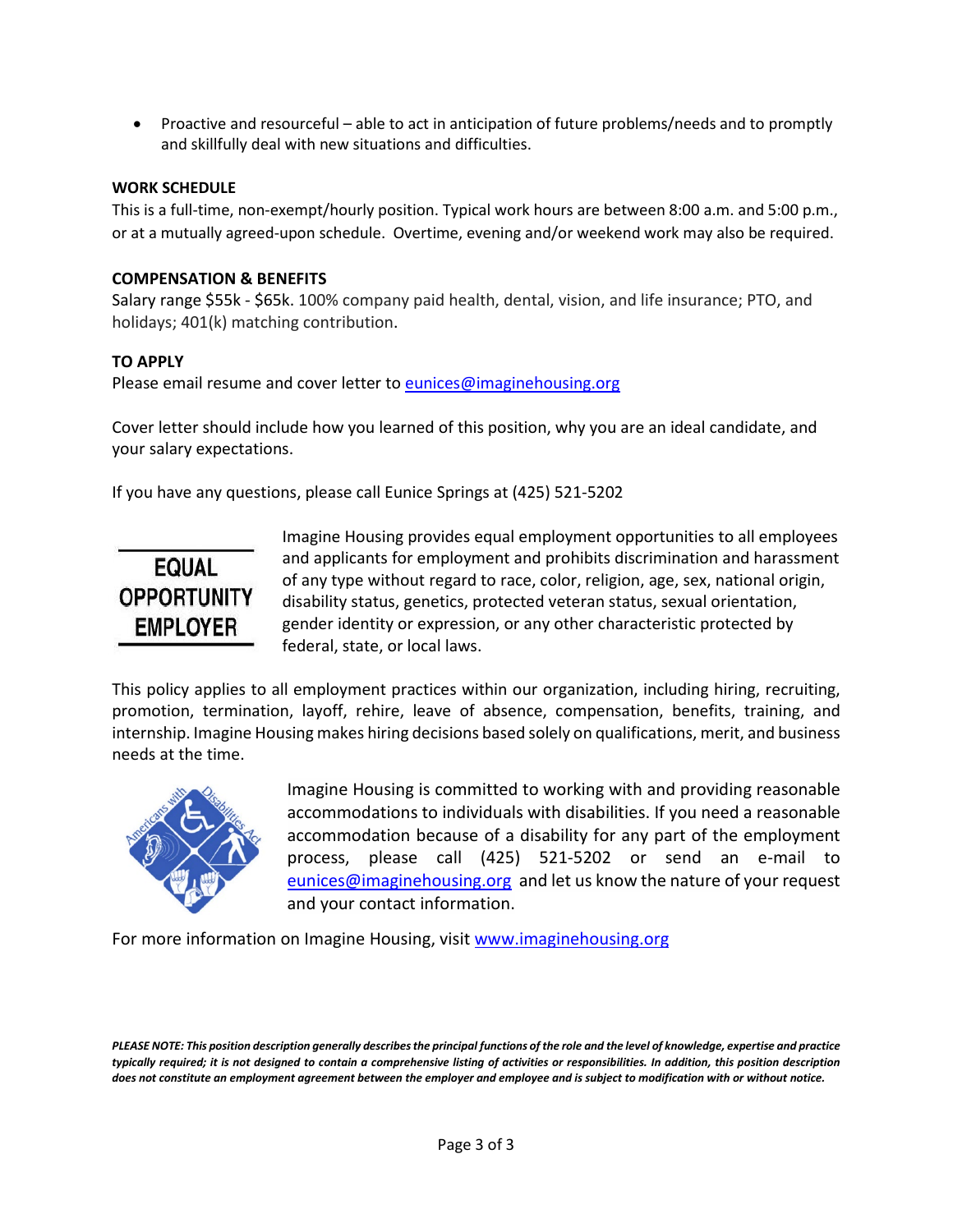- Proactive and resourceful – able to act in anticipation of future problems/needs and to promptly and skillfully deal with new situations and difficulties.

**WORK SCHEDULE**

This is a full-time, non-exempt/hourly position. Typical work hours are between 8:00 a.m. and 5:00 p.m., or at a mutually agreed-upon schedule. Overtime, evening and/or weekend work may also be required.

**COMPENSATION & BENEFITS**

Salary range $55k - $65k. 100% company paid health, dental, vision, and life insurance; PTO, and holidays; 401(k) matching contribution.

**TO APPLY**

Please email resume and cover letter to eunices@imaginehousing.org

Cover letter should include how you learned of this position, why you are an ideal candidate, and your salary expectations.

If you have any questions, please call Eunice Springs at (425) 521-5202

EQUAL OPPORTUNITY EMPLOYER

Imagine Housing provides equal employment opportunities to all employees and applicants for employment and prohibits discrimination and harassment of any type without regard to race, color, religion, age, sex, national origin, disability status, genetics, protected veteran status, sexual orientation, gender identity or expression, or any other characteristic protected by federal, state, or local laws.

This policy applies to all employment practices within our organization, including hiring, recruiting, promotion, termination, layoff, rehire, leave of absence, compensation, benefits, training, and internship. Imagine Housing makes hiring decisions based solely on qualifications, merit, and business needs at the time.

Imagine Housing is committed to working with and providing reasonable accommodations to individuals with disabilities. If you need a reasonable accommodation because of a disability for any part of the employment process, please call (425) 521-5202 or send an e-mail to eunices@imaginehousing.org and let us know the nature of your request and your contact information.

For more information on Imagine Housing, visit www.imaginehousing.org

***PLEASE NOTE: This position description generally describes the principal functions of the role and the level of knowledge, expertise and practice typically required; it is not designed to contain a comprehensive listing of activities or responsibilities. In addition, this position description does not constitute an employment agreement between the employer and employee and is subject to modification with or without notice.***